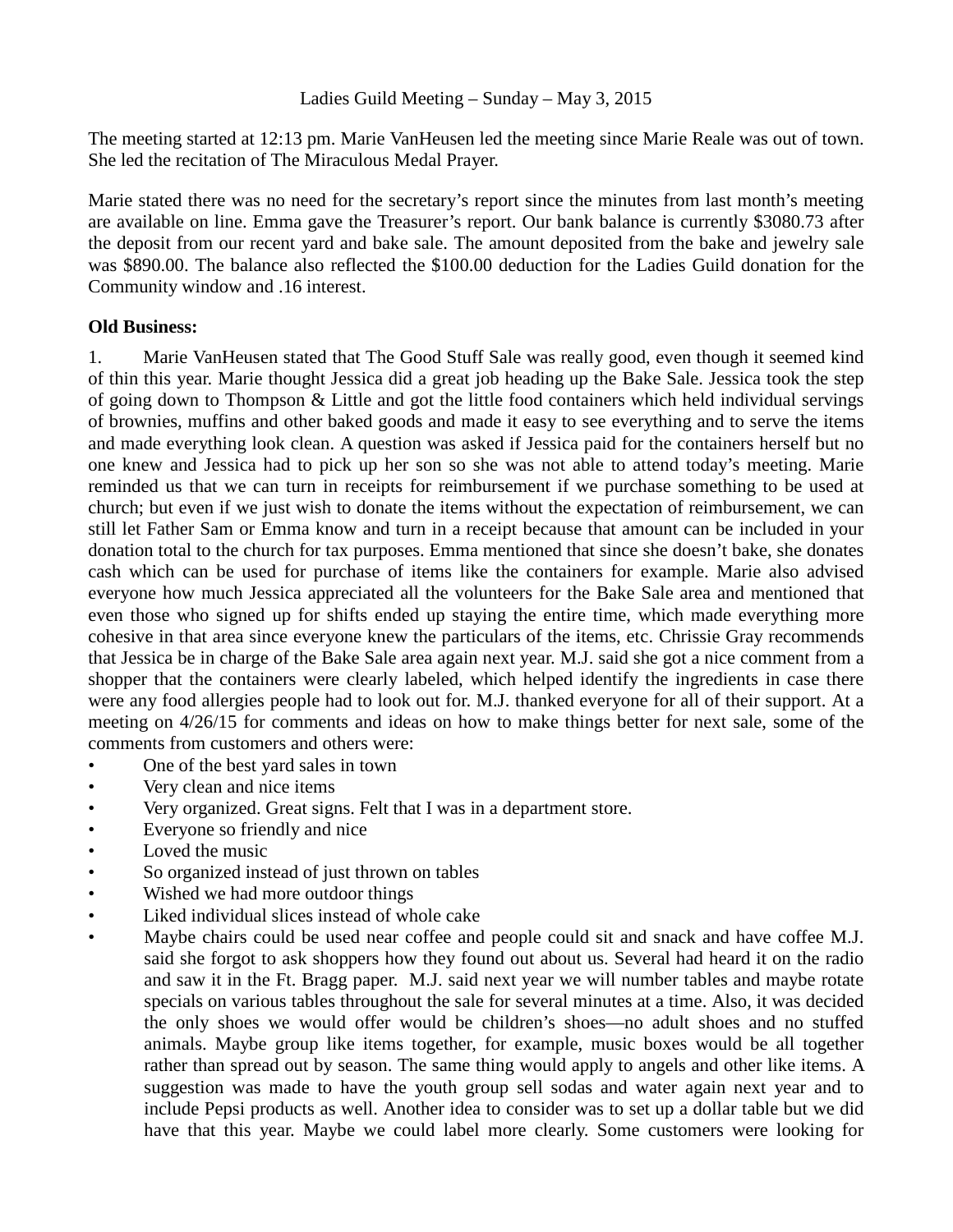Ladies Guild Meeting – Sunday – May 3, 2015

The meeting started at 12:13 pm. Marie VanHeusen led the meeting since Marie Reale was out of town. She led the recitation of The Miraculous Medal Prayer.

Marie stated there was no need for the secretary's report since the minutes from last month's meeting are available on line. Emma gave the Treasurer's report. Our bank balance is currently $3080.73 after the deposit from our recent yard and bake sale. The amount deposited from the bake and jewelry sale was $890.00. The balance also reflected the $100.00 deduction for the Ladies Guild donation for the Community window and .16 interest.

**Old Business:**

1. Marie VanHeusen stated that The Good Stuff Sale was really good, even though it seemed kind of thin this year. Marie thought Jessica did a great job heading up the Bake Sale. Jessica took the step of going down to Thompson & Little and got the little food containers which held individual servings of brownies, muffins and other baked goods and made it easy to see everything and to serve the items and made everything look clean. A question was asked if Jessica paid for the containers herself but no one knew and Jessica had to pick up her son so she was not able to attend today's meeting. Marie reminded us that we can turn in receipts for reimbursement if we purchase something to be used at church; but even if we just wish to donate the items without the expectation of reimbursement, we can still let Father Sam or Emma know and turn in a receipt because that amount can be included in your donation total to the church for tax purposes. Emma mentioned that since she doesn't bake, she donates cash which can be used for purchase of items like the containers for example. Marie also advised everyone how much Jessica appreciated all the volunteers for the Bake Sale area and mentioned that even those who signed up for shifts ended up staying the entire time, which made everything more cohesive in that area since everyone knew the particulars of the items, etc. Chrissie Gray recommends that Jessica be in charge of the Bake Sale area again next year. M.J. said she got a nice comment from a shopper that the containers were clearly labeled, which helped identify the ingredients in case there were any food allergies people had to look out for. M.J. thanked everyone for all of their support. At a meeting on 4/26/15 for comments and ideas on how to make things better for next sale, some of the comments from customers and others were:

- One of the best yard sales in town
- Very clean and nice items
- Very organized. Great signs. Felt that I was in a department store.
- Everyone so friendly and nice
- Loved the music
- So organized instead of just thrown on tables
- Wished we had more outdoor things
- Liked individual slices instead of whole cake
- Maybe chairs could be used near coffee and people could sit and snack and have coffee M.J. said she forgot to ask shoppers how they found out about us. Several had heard it on the radio and saw it in the Ft. Bragg paper. M.J. said next year we will number tables and maybe rotate specials on various tables throughout the sale for several minutes at a time. Also, it was decided the only shoes we would offer would be children's shoes—no adult shoes and no stuffed animals. Maybe group like items together, for example, music boxes would be all together rather than spread out by season. The same thing would apply to angels and other like items. A suggestion was made to have the youth group sell sodas and water again next year and to include Pepsi products as well. Another idea to consider was to set up a dollar table but we did have that this year. Maybe we could label more clearly. Some customers were looking for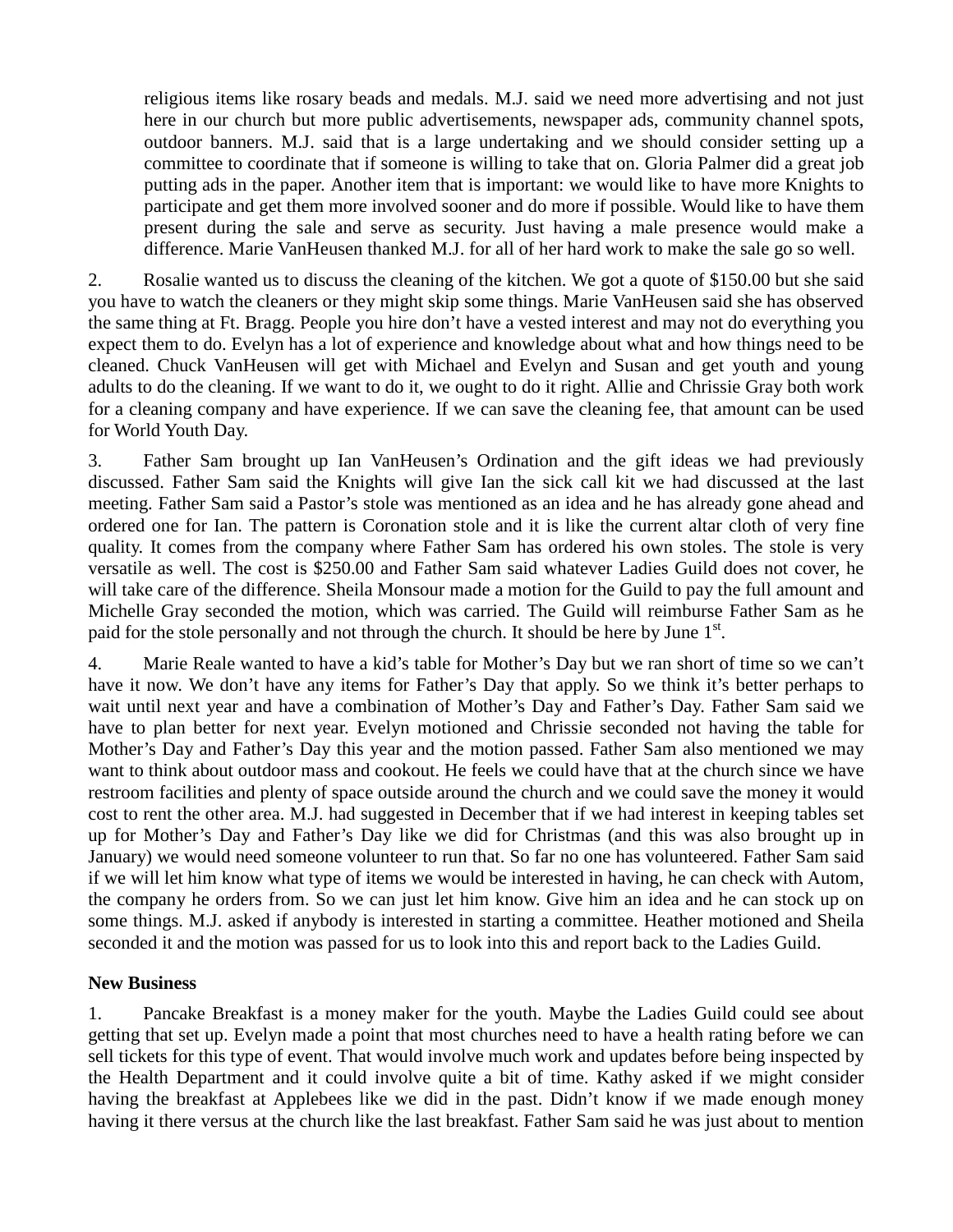religious items like rosary beads and medals. M.J. said we need more advertising and not just here in our church but more public advertisements, newspaper ads, community channel spots, outdoor banners. M.J. said that is a large undertaking and we should consider setting up a committee to coordinate that if someone is willing to take that on. Gloria Palmer did a great job putting ads in the paper. Another item that is important: we would like to have more Knights to participate and get them more involved sooner and do more if possible. Would like to have them present during the sale and serve as security. Just having a male presence would make a difference. Marie VanHeusen thanked M.J. for all of her hard work to make the sale go so well.

2. Rosalie wanted us to discuss the cleaning of the kitchen. We got a quote of $150.00 but she said you have to watch the cleaners or they might skip some things. Marie VanHeusen said she has observed the same thing at Ft. Bragg. People you hire don't have a vested interest and may not do everything you expect them to do. Evelyn has a lot of experience and knowledge about what and how things need to be cleaned. Chuck VanHeusen will get with Michael and Evelyn and Susan and get youth and young adults to do the cleaning. If we want to do it, we ought to do it right. Allie and Chrissie Gray both work for a cleaning company and have experience. If we can save the cleaning fee, that amount can be used for World Youth Day.

3. Father Sam brought up Ian VanHeusen's Ordination and the gift ideas we had previously discussed. Father Sam said the Knights will give Ian the sick call kit we had discussed at the last meeting. Father Sam said a Pastor's stole was mentioned as an idea and he has already gone ahead and ordered one for Ian. The pattern is Coronation stole and it is like the current altar cloth of very fine quality. It comes from the company where Father Sam has ordered his own stoles. The stole is very versatile as well. The cost is $250.00 and Father Sam said whatever Ladies Guild does not cover, he will take care of the difference. Sheila Monsour made a motion for the Guild to pay the full amount and Michelle Gray seconded the motion, which was carried. The Guild will reimburse Father Sam as he paid for the stole personally and not through the church. It should be here by June 1st.

4. Marie Reale wanted to have a kid's table for Mother's Day but we ran short of time so we can't have it now. We don't have any items for Father's Day that apply. So we think it's better perhaps to wait until next year and have a combination of Mother's Day and Father's Day. Father Sam said we have to plan better for next year. Evelyn motioned and Chrissie seconded not having the table for Mother's Day and Father's Day this year and the motion passed. Father Sam also mentioned we may want to think about outdoor mass and cookout. He feels we could have that at the church since we have restroom facilities and plenty of space outside around the church and we could save the money it would cost to rent the other area. M.J. had suggested in December that if we had interest in keeping tables set up for Mother's Day and Father's Day like we did for Christmas (and this was also brought up in January) we would need someone volunteer to run that. So far no one has volunteered. Father Sam said if we will let him know what type of items we would be interested in having, he can check with Autom, the company he orders from. So we can just let him know. Give him an idea and he can stock up on some things. M.J. asked if anybody is interested in starting a committee. Heather motioned and Sheila seconded it and the motion was passed for us to look into this and report back to the Ladies Guild.

**New Business**

1. Pancake Breakfast is a money maker for the youth. Maybe the Ladies Guild could see about getting that set up. Evelyn made a point that most churches need to have a health rating before we can sell tickets for this type of event. That would involve much work and updates before being inspected by the Health Department and it could involve quite a bit of time. Kathy asked if we might consider having the breakfast at Applebees like we did in the past. Didn't know if we made enough money having it there versus at the church like the last breakfast. Father Sam said he was just about to mention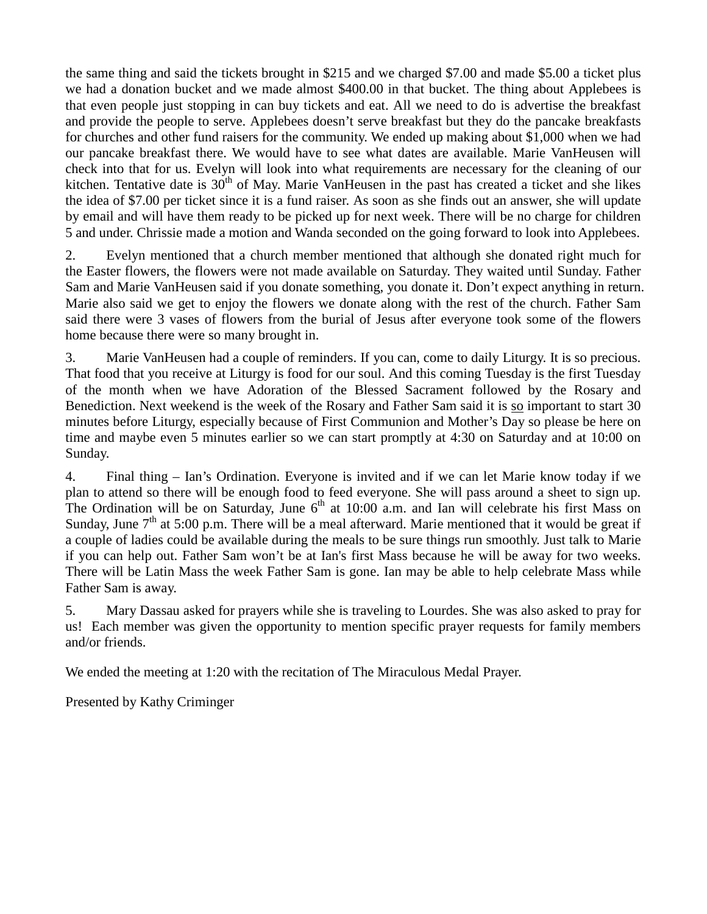the same thing and said the tickets brought in $215 and we charged $7.00 and made $5.00 a ticket plus we had a donation bucket and we made almost $400.00 in that bucket. The thing about Applebees is that even people just stopping in can buy tickets and eat. All we need to do is advertise the breakfast and provide the people to serve. Applebees doesn't serve breakfast but they do the pancake breakfasts for churches and other fund raisers for the community. We ended up making about $1,000 when we had our pancake breakfast there. We would have to see what dates are available. Marie VanHeusen will check into that for us. Evelyn will look into what requirements are necessary for the cleaning of our kitchen. Tentative date is 30th of May. Marie VanHeusen in the past has created a ticket and she likes the idea of $7.00 per ticket since it is a fund raiser. As soon as she finds out an answer, she will update by email and will have them ready to be picked up for next week. There will be no charge for children 5 and under. Chrissie made a motion and Wanda seconded on the going forward to look into Applebees.

2. Evelyn mentioned that a church member mentioned that although she donated right much for the Easter flowers, the flowers were not made available on Saturday. They waited until Sunday. Father Sam and Marie VanHeusen said if you donate something, you donate it. Don't expect anything in return. Marie also said we get to enjoy the flowers we donate along with the rest of the church. Father Sam said there were 3 vases of flowers from the burial of Jesus after everyone took some of the flowers home because there were so many brought in.

3. Marie VanHeusen had a couple of reminders. If you can, come to daily Liturgy. It is so precious. That food that you receive at Liturgy is food for our soul. And this coming Tuesday is the first Tuesday of the month when we have Adoration of the Blessed Sacrament followed by the Rosary and Benediction. Next weekend is the week of the Rosary and Father Sam said it is <u>so</u> important to start 30 minutes before Liturgy, especially because of First Communion and Mother's Day so please be here on time and maybe even 5 minutes earlier so we can start promptly at 4:30 on Saturday and at 10:00 on Sunday.

4. Final thing – Ian's Ordination. Everyone is invited and if we can let Marie know today if we plan to attend so there will be enough food to feed everyone. She will pass around a sheet to sign up. The Ordination will be on Saturday, June 6th at 10:00 a.m. and Ian will celebrate his first Mass on Sunday, June 7th at 5:00 p.m. There will be a meal afterward. Marie mentioned that it would be great if a couple of ladies could be available during the meals to be sure things run smoothly. Just talk to Marie if you can help out. Father Sam won't be at Ian's first Mass because he will be away for two weeks. There will be Latin Mass the week Father Sam is gone. Ian may be able to help celebrate Mass while Father Sam is away.

5. Mary Dassau asked for prayers while she is traveling to Lourdes. She was also asked to pray for us! Each member was given the opportunity to mention specific prayer requests for family members and/or friends.

We ended the meeting at 1:20 with the recitation of The Miraculous Medal Prayer.

Presented by Kathy Criminger